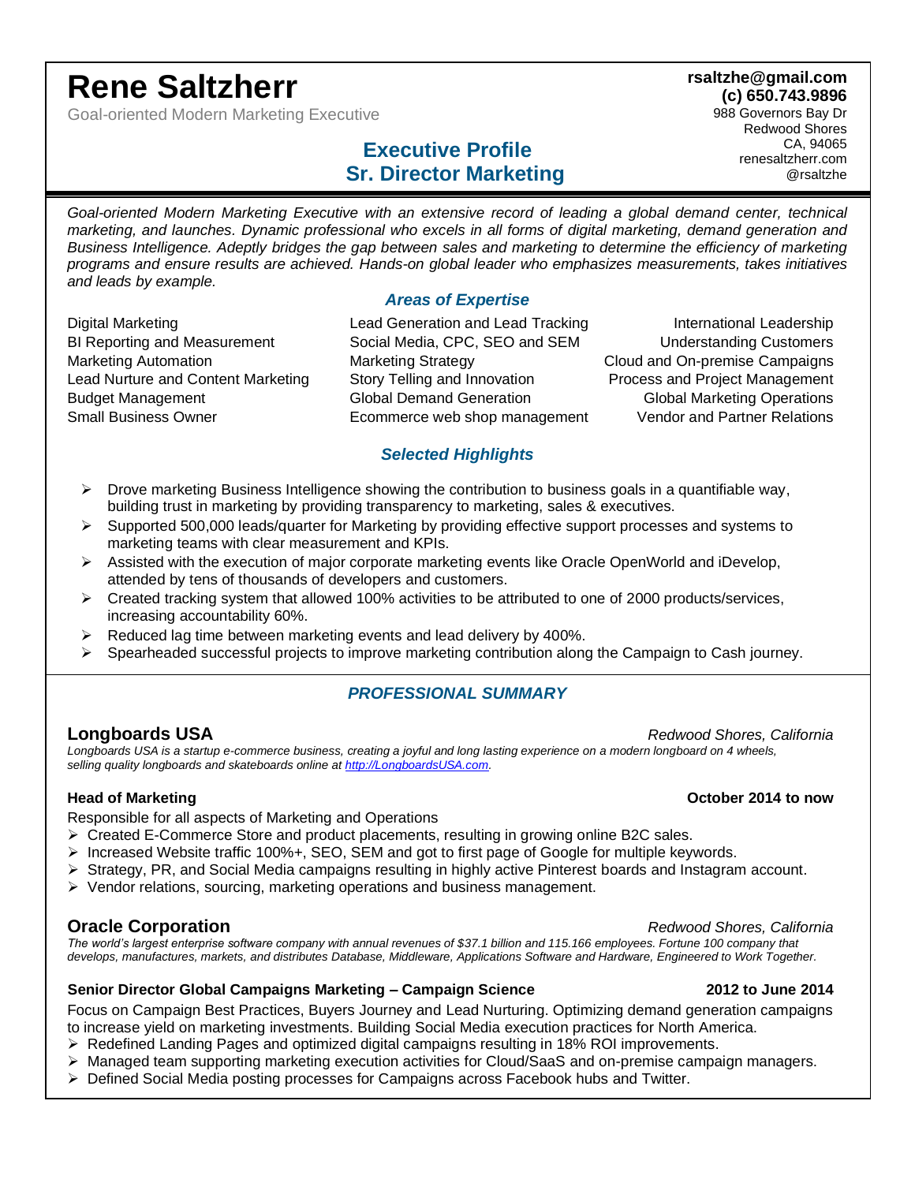# Rene Saltzherr

Goal-oriented Modern Marketing Executive

**rsaltzhe@gmail.com**
**(c) 650.743.9896**
988 Governors Bay Dr
Redwood Shores
CA, 94065
renesaltzherr.com
@rsaltzhe

## Executive Profile
## Sr. Director Marketing

*Goal-oriented Modern Marketing Executive with an extensive record of leading a global demand center, technical marketing, and launches. Dynamic professional who excels in all forms of digital marketing, demand generation and Business Intelligence. Adeptly bridges the gap between sales and marketing to determine the efficiency of marketing programs and ensure results are achieved. Hands-on global leader who emphasizes measurements, takes initiatives and leads by example.*

### *Areas of Expertise*

| | | |
|---|---|---|
| Digital Marketing | Lead Generation and Lead Tracking | International Leadership |
| BI Reporting and Measurement | Social Media, CPC, SEO and SEM | Understanding Customers |
| Marketing Automation | Marketing Strategy | Cloud and On-premise Campaigns |
| Lead Nurture and Content Marketing | Story Telling and Innovation | Process and Project Management |
| Budget Management | Global Demand Generation | Global Marketing Operations |
| Small Business Owner | Ecommerce web shop management | Vendor and Partner Relations |

### *Selected Highlights*

- Drove marketing Business Intelligence showing the contribution to business goals in a quantifiable way, building trust in marketing by providing transparency to marketing, sales & executives.
- Supported 500,000 leads/quarter for Marketing by providing effective support processes and systems to marketing teams with clear measurement and KPIs.
- Assisted with the execution of major corporate marketing events like Oracle OpenWorld and iDevelop, attended by tens of thousands of developers and customers.
- Created tracking system that allowed 100% activities to be attributed to one of 2000 products/services, increasing accountability 60%.
- Reduced lag time between marketing events and lead delivery by 400%.
- Spearheaded successful projects to improve marketing contribution along the Campaign to Cash journey.

## *PROFESSIONAL SUMMARY*

### Longboards USA — *Redwood Shores, California*

*Longboards USA is a startup e-commerce business, creating a joyful and long lasting experience on a modern longboard on 4 wheels, selling quality longboards and skateboards online at [http://LongboardsUSA.com](http://LongboardsUSA.com).*

**Head of Marketing** — **October 2014 to now**

Responsible for all aspects of Marketing and Operations

- Created E-Commerce Store and product placements, resulting in growing online B2C sales.
- Increased Website traffic 100%+, SEO, SEM and got to first page of Google for multiple keywords.
- Strategy, PR, and Social Media campaigns resulting in highly active Pinterest boards and Instagram account.
- Vendor relations, sourcing, marketing operations and business management.

### Oracle Corporation — *Redwood Shores, California*

*The world's largest enterprise software company with annual revenues of $37.1 billion and 115.166 employees. Fortune 100 company that develops, manufactures, markets, and distributes Database, Middleware, Applications Software and Hardware, Engineered to Work Together.*

**Senior Director Global Campaigns Marketing – Campaign Science** — **2012 to June 2014**

Focus on Campaign Best Practices, Buyers Journey and Lead Nurturing. Optimizing demand generation campaigns to increase yield on marketing investments. Building Social Media execution practices for North America.

- Redefined Landing Pages and optimized digital campaigns resulting in 18% ROI improvements.
- Managed team supporting marketing execution activities for Cloud/SaaS and on-premise campaign managers.
- Defined Social Media posting processes for Campaigns across Facebook hubs and Twitter.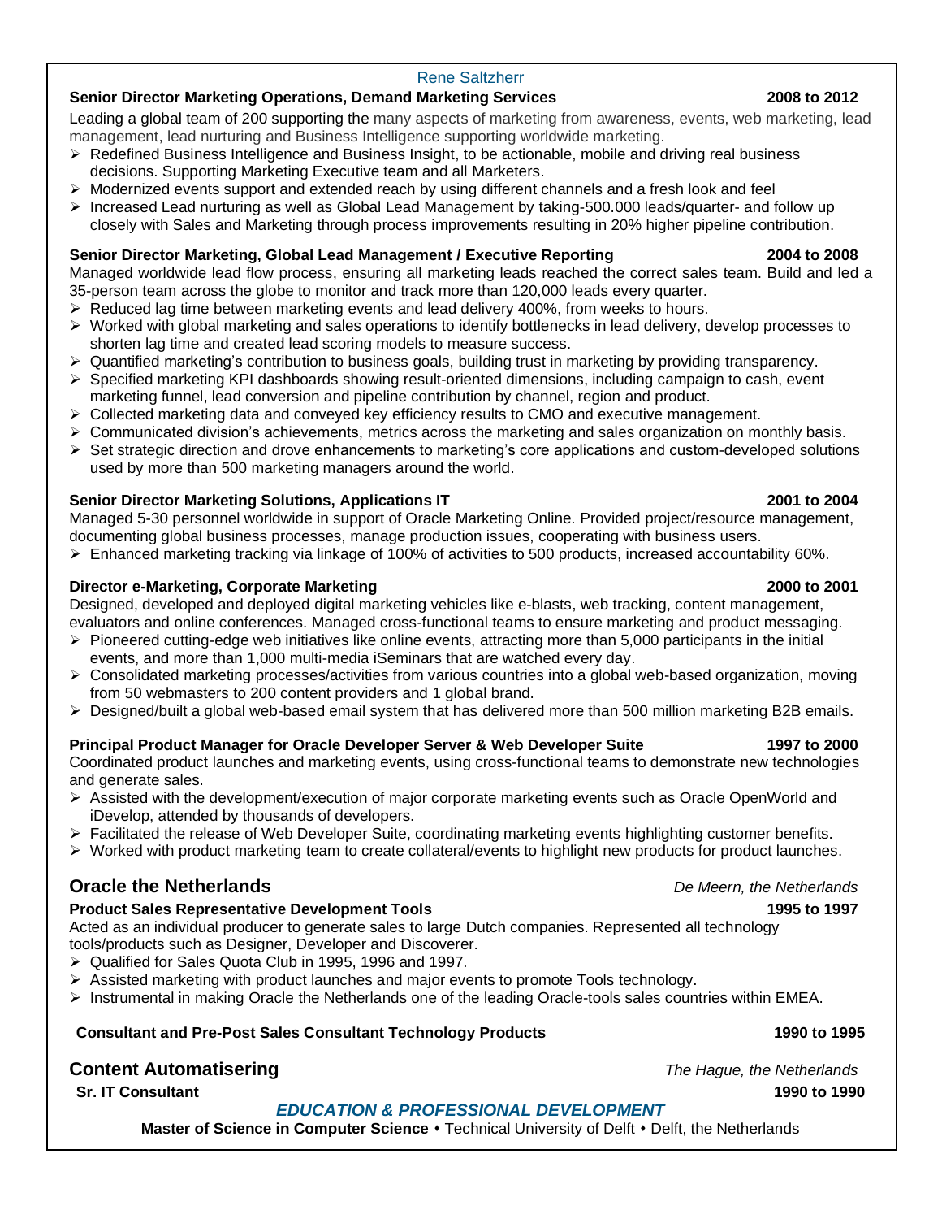Rene Saltzherr

**Senior Director Marketing Operations, Demand Marketing Services** **2008 to 2012**

Leading a global team of 200 supporting the many aspects of marketing from awareness, events, web marketing, lead management, lead nurturing and Business Intelligence supporting worldwide marketing.

- Redefined Business Intelligence and Business Insight, to be actionable, mobile and driving real business decisions. Supporting Marketing Executive team and all Marketers.
- Modernized events support and extended reach by using different channels and a fresh look and feel
- Increased Lead nurturing as well as Global Lead Management by taking-500.000 leads/quarter- and follow up closely with Sales and Marketing through process improvements resulting in 20% higher pipeline contribution.

**Senior Director Marketing, Global Lead Management / Executive Reporting** **2004 to 2008**

Managed worldwide lead flow process, ensuring all marketing leads reached the correct sales team. Build and led a 35-person team across the globe to monitor and track more than 120,000 leads every quarter.

- Reduced lag time between marketing events and lead delivery 400%, from weeks to hours.
- Worked with global marketing and sales operations to identify bottlenecks in lead delivery, develop processes to shorten lag time and created lead scoring models to measure success.
- Quantified marketing's contribution to business goals, building trust in marketing by providing transparency.
- Specified marketing KPI dashboards showing result-oriented dimensions, including campaign to cash, event marketing funnel, lead conversion and pipeline contribution by channel, region and product.
- Collected marketing data and conveyed key efficiency results to CMO and executive management.
- Communicated division's achievements, metrics across the marketing and sales organization on monthly basis.
- Set strategic direction and drove enhancements to marketing's core applications and custom-developed solutions used by more than 500 marketing managers around the world.

**Senior Director Marketing Solutions, Applications IT** **2001 to 2004**

Managed 5-30 personnel worldwide in support of Oracle Marketing Online. Provided project/resource management, documenting global business processes, manage production issues, cooperating with business users.

- Enhanced marketing tracking via linkage of 100% of activities to 500 products, increased accountability 60%.

**Director e-Marketing, Corporate Marketing** **2000 to 2001**

Designed, developed and deployed digital marketing vehicles like e-blasts, web tracking, content management, evaluators and online conferences. Managed cross-functional teams to ensure marketing and product messaging.

- Pioneered cutting-edge web initiatives like online events, attracting more than 5,000 participants in the initial events, and more than 1,000 multi-media iSeminars that are watched every day.
- Consolidated marketing processes/activities from various countries into a global web-based organization, moving from 50 webmasters to 200 content providers and 1 global brand.
- Designed/built a global web-based email system that has delivered more than 500 million marketing B2B emails.

**Principal Product Manager for Oracle Developer Server & Web Developer Suite** **1997 to 2000**

Coordinated product launches and marketing events, using cross-functional teams to demonstrate new technologies and generate sales.

- Assisted with the development/execution of major corporate marketing events such as Oracle OpenWorld and iDevelop, attended by thousands of developers.
- Facilitated the release of Web Developer Suite, coordinating marketing events highlighting customer benefits.
- Worked with product marketing team to create collateral/events to highlight new products for product launches.

## Oracle the Netherlands *De Meern, the Netherlands*

**Product Sales Representative Development Tools** **1995 to 1997**

Acted as an individual producer to generate sales to large Dutch companies. Represented all technology tools/products such as Designer, Developer and Discoverer.

- Qualified for Sales Quota Club in 1995, 1996 and 1997.
- Assisted marketing with product launches and major events to promote Tools technology.
- Instrumental in making Oracle the Netherlands one of the leading Oracle-tools sales countries within EMEA.

**Consultant and Pre-Post Sales Consultant Technology Products** **1990 to 1995**

## Content Automatisering *The Hague, the Netherlands*

**Sr. IT Consultant** **1990 to 1990**

## *EDUCATION & PROFESSIONAL DEVELOPMENT*

**Master of Science in Computer Science** ⬩ Technical University of Delft ⬩ Delft, the Netherlands